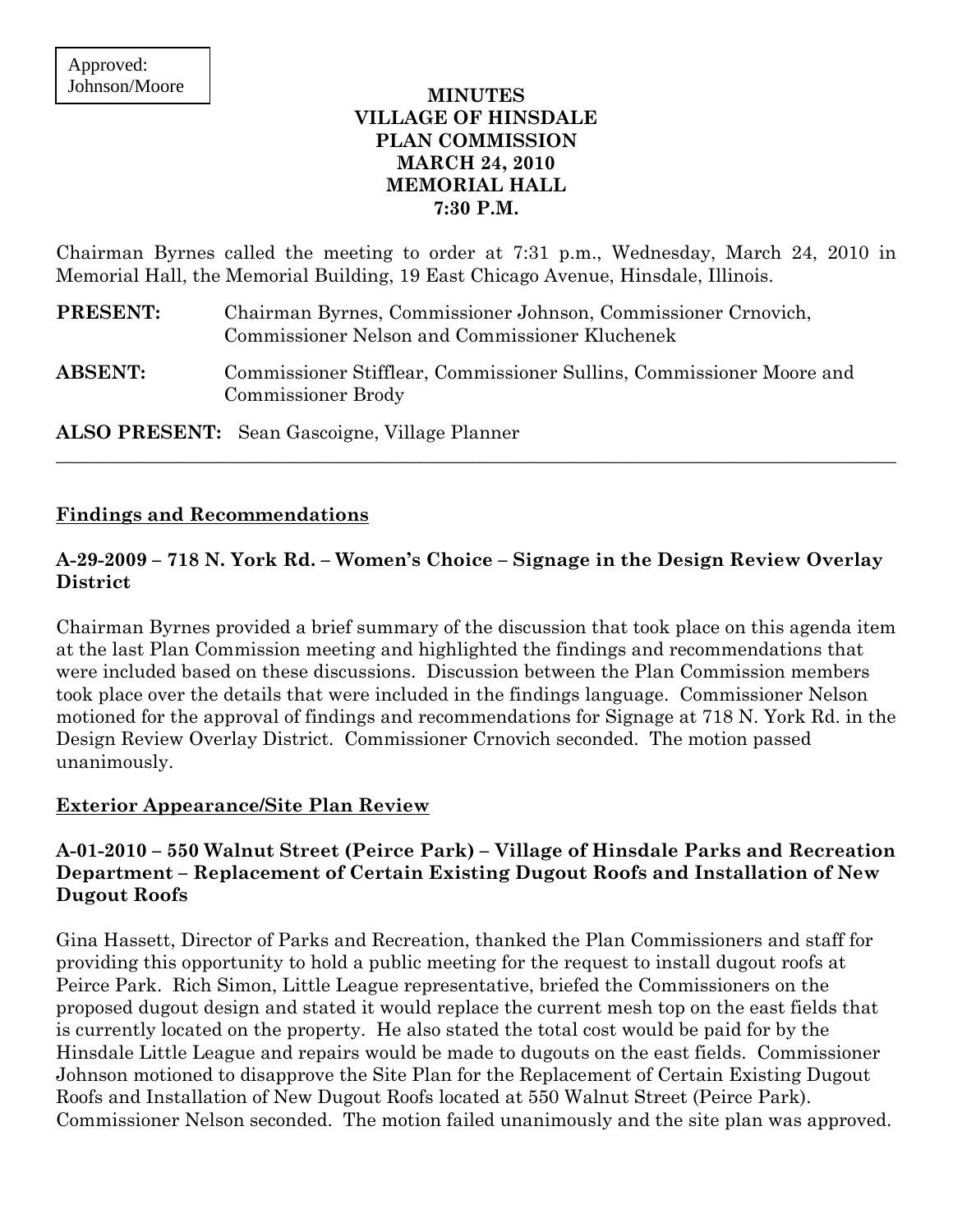Approved:
Johnson/Moore

**MINUTES**
**VILLAGE OF HINSDALE**
**PLAN COMMISSION**
**MARCH 24, 2010**
**MEMORIAL HALL**
**7:30 P.M.**

Chairman Byrnes called the meeting to order at 7:31 p.m., Wednesday, March 24, 2010 in Memorial Hall, the Memorial Building, 19 East Chicago Avenue, Hinsdale, Illinois.

**PRESENT:** Chairman Byrnes, Commissioner Johnson, Commissioner Crnovich, Commissioner Nelson and Commissioner Kluchenek

**ABSENT:** Commissioner Stifflear, Commissioner Sullins, Commissioner Moore and Commissioner Brody

**ALSO PRESENT:** Sean Gascoigne, Village Planner

---

## Findings and Recommendations

### A-29-2009 – 718 N. York Rd. – Women's Choice – Signage in the Design Review Overlay District

Chairman Byrnes provided a brief summary of the discussion that took place on this agenda item at the last Plan Commission meeting and highlighted the findings and recommendations that were included based on these discussions. Discussion between the Plan Commission members took place over the details that were included in the findings language. Commissioner Nelson motioned for the approval of findings and recommendations for Signage at 718 N. York Rd. in the Design Review Overlay District. Commissioner Crnovich seconded. The motion passed unanimously.

## Exterior Appearance/Site Plan Review

### A-01-2010 – 550 Walnut Street (Peirce Park) – Village of Hinsdale Parks and Recreation Department – Replacement of Certain Existing Dugout Roofs and Installation of New Dugout Roofs

Gina Hassett, Director of Parks and Recreation, thanked the Plan Commissioners and staff for providing this opportunity to hold a public meeting for the request to install dugout roofs at Peirce Park. Rich Simon, Little League representative, briefed the Commissioners on the proposed dugout design and stated it would replace the current mesh top on the east fields that is currently located on the property. He also stated the total cost would be paid for by the Hinsdale Little League and repairs would be made to dugouts on the east fields. Commissioner Johnson motioned to disapprove the Site Plan for the Replacement of Certain Existing Dugout Roofs and Installation of New Dugout Roofs located at 550 Walnut Street (Peirce Park). Commissioner Nelson seconded. The motion failed unanimously and the site plan was approved.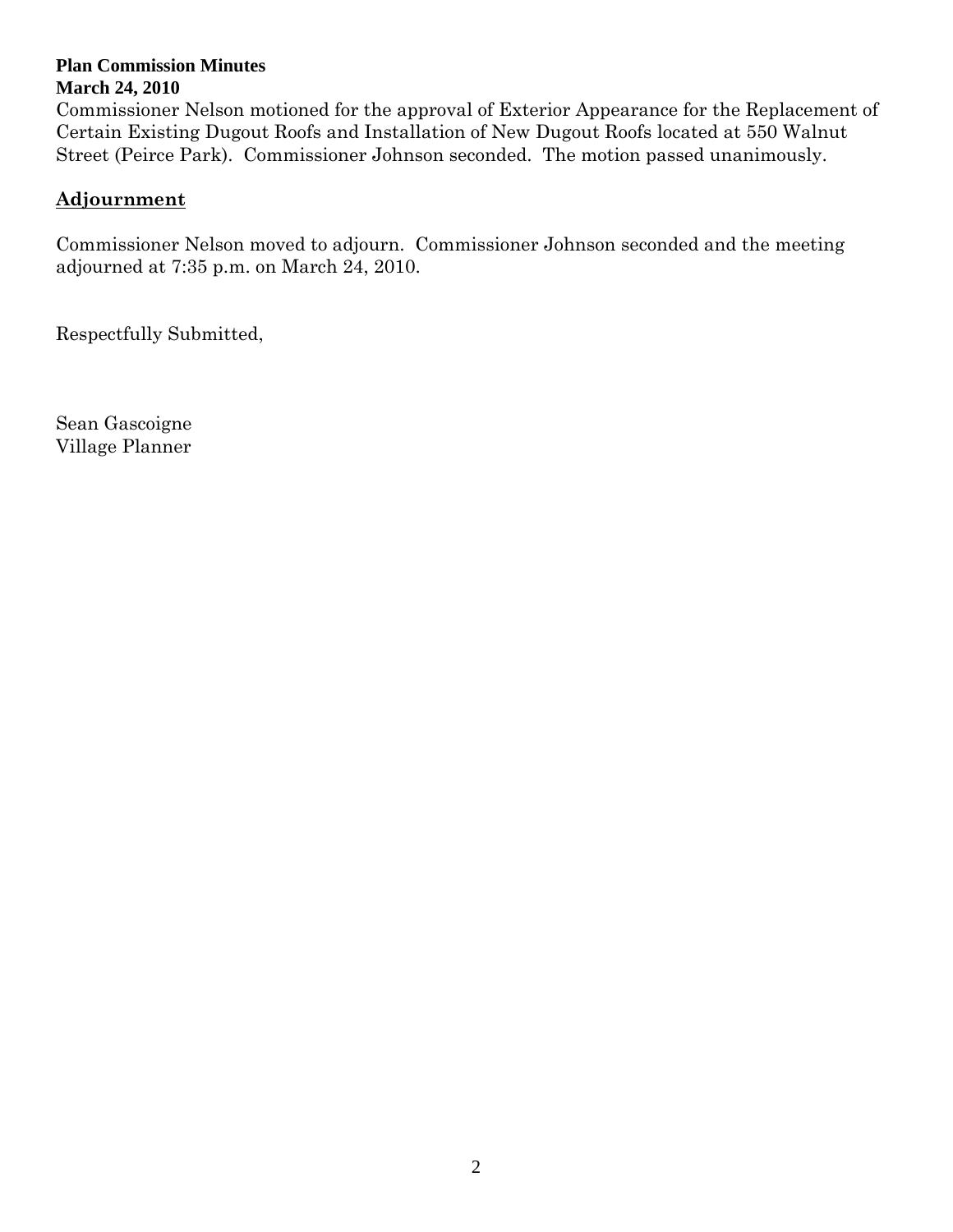Commissioner Nelson motioned for the approval of Exterior Appearance for the Replacement of Certain Existing Dugout Roofs and Installation of New Dugout Roofs located at 550 Walnut Street (Peirce Park). Commissioner Johnson seconded. The motion passed unanimously.

## Adjournment

Commissioner Nelson moved to adjourn. Commissioner Johnson seconded and the meeting adjourned at 7:35 p.m. on March 24, 2010.

Respectfully Submitted,

Sean Gascoigne
Village Planner